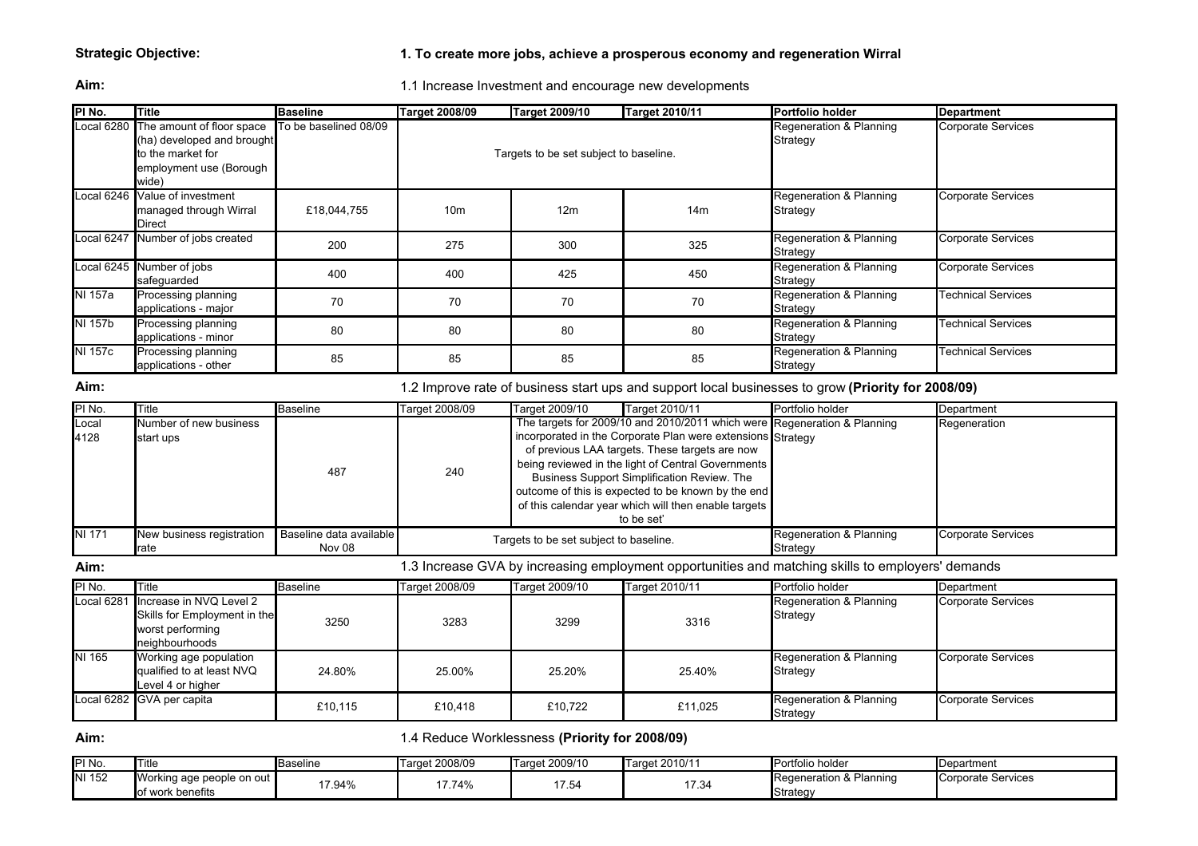**Strategic Objective:** **1. To create more jobs, achieve a prosperous economy and regeneration Wirral**

**Aim:** 1.1 Increase Investment and encourage new developments

| PI No. | Title | Baseline | Target 2008/09 | Target 2009/10 | Target 2010/11 | Portfolio holder | Department |
|---|---|---|---|---|---|---|---|
| Local 6280 | The amount of floor space (ha) developed and brought to the market for employment use (Borough wide) | To be baselined 08/09 | Targets to be set subject to baseline. | | | Regeneration & Planning Strategy | Corporate Services |
| Local 6246 | Value of investment managed through Wirral Direct | £18,044,755 | 10m | 12m | 14m | Regeneration & Planning Strategy | Corporate Services |
| Local 6247 | Number of jobs created | 200 | 275 | 300 | 325 | Regeneration & Planning Strategy | Corporate Services |
| Local 6245 | Number of jobs safeguarded | 400 | 400 | 425 | 450 | Regeneration & Planning Strategy | Corporate Services |
| NI 157a | Processing planning applications - major | 70 | 70 | 70 | 70 | Regeneration & Planning Strategy | Technical Services |
| NI 157b | Processing planning applications - minor | 80 | 80 | 80 | 80 | Regeneration & Planning Strategy | Technical Services |
| NI 157c | Processing planning applications - other | 85 | 85 | 85 | 85 | Regeneration & Planning Strategy | Technical Services |

**Aim:** 1.2 Improve rate of business start ups and support local businesses to grow **(Priority for 2008/09)**

| PI No. | Title | Baseline | Target 2008/09 | Target 2009/10 | Target 2010/11 | Portfolio holder | Department |
|---|---|---|---|---|---|---|---|
| Local 4128 | Number of new business start ups | 487 | 240 | The targets for 2009/10 and 2010/2011 which were incorporated in the Corporate Plan were extensions of previous LAA targets. These targets are now being reviewed in the light of Central Governments Business Support Simplification Review. The outcome of this is expected to be known by the end of this calendar year which will then enable targets to be set' | | Regeneration & Planning Strategy | Regeneration |
| NI 171 | New business registration rate | Baseline data available Nov 08 | Targets to be set subject to baseline. | | | Regeneration & Planning Strategy | Corporate Services |

**Aim:** 1.3 Increase GVA by increasing employment opportunities and matching skills to employers' demands

| PI No. | Title | Baseline | Target 2008/09 | Target 2009/10 | Target 2010/11 | Portfolio holder | Department |
|---|---|---|---|---|---|---|---|
| Local 6281 | Increase in NVQ Level 2 Skills for Employment in the worst performing neighbourhoods | 3250 | 3283 | 3299 | 3316 | Regeneration & Planning Strategy | Corporate Services |
| NI 165 | Working age population qualified to at least NVQ Level 4 or higher | 24.80% | 25.00% | 25.20% | 25.40% | Regeneration & Planning Strategy | Corporate Services |
| Local 6282 | GVA per capita | £10,115 | £10,418 | £10,722 | £11,025 | Regeneration & Planning Strategy | Corporate Services |

**Aim:** 1.4 Reduce Worklessness **(Priority for 2008/09)**

| PI No. | Title | Baseline | Target 2008/09 | Target 2009/10 | Target 2010/11 | Portfolio holder | Department |
|---|---|---|---|---|---|---|---|
| NI 152 | Working age people on out of work benefits | 17.94% | 17.74% | 17.54 | 17.34 | Regeneration & Planning Strategy | Corporate Services |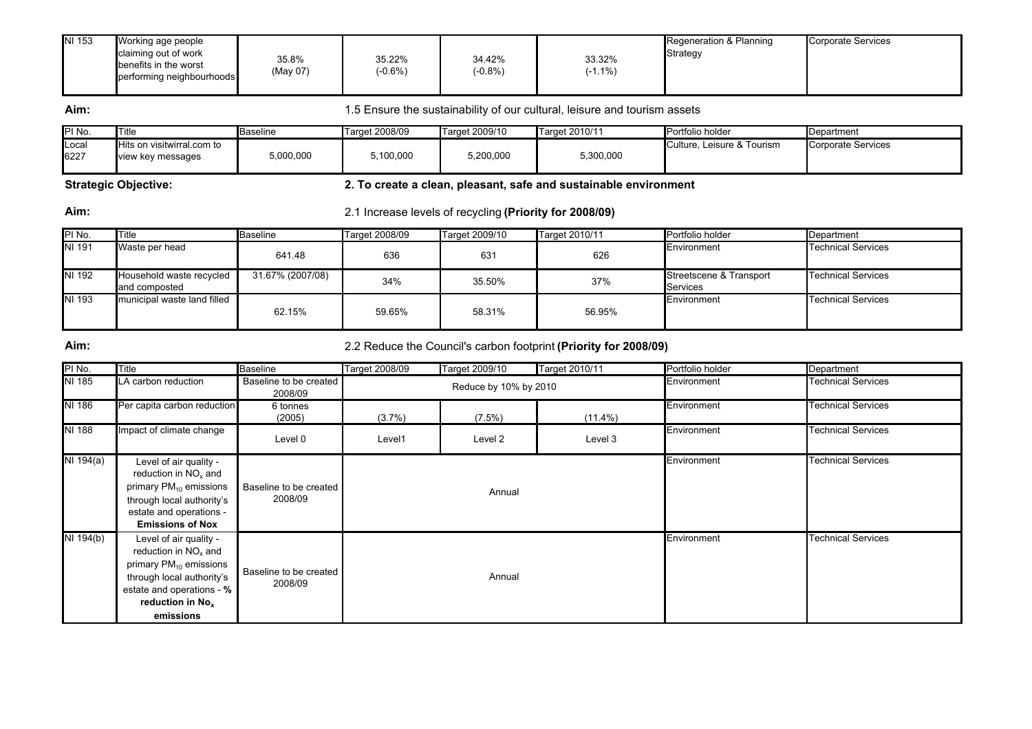| | | | | | | | |
|---|---|---|---|---|---|---|---|
| NI 153 | Working age people claiming out of work benefits in the worst performing neighbourhoods | 35.8% (May 07) | 35.22% (-0.6%) | 34.42% (-0.8%) | 33.32% (-1.1%) | Regeneration & Planning Strategy | Corporate Services |

**Aim:** 1.5 Ensure the sustainability of our cultural, leisure and tourism assets

| PI No. | Title | Baseline | Target 2008/09 | Target 2009/10 | Target 2010/11 | Portfolio holder | Department |
|---|---|---|---|---|---|---|---|
| Local 6227 | Hits on visitwirral.com to view key messages | 5,000,000 | 5,100,000 | 5,200,000 | 5,300,000 | Culture, Leisure & Tourism | Corporate Services |

**Strategic Objective:** **2. To create a clean, pleasant, safe and sustainable environment**

**Aim:** 2.1 Increase levels of recycling **(Priority for 2008/09)**

| PI No. | Title | Baseline | Target 2008/09 | Target 2009/10 | Target 2010/11 | Portfolio holder | Department |
|---|---|---|---|---|---|---|---|
| NI 191 | Waste per head | 641.48 | 636 | 631 | 626 | Environment | Technical Services |
| NI 192 | Household waste recycled and composted | 31.67% (2007/08) | 34% | 35.50% | 37% | Streetscene & Transport Services | Technical Services |
| NI 193 | municipal waste land filled | 62.15% | 59.65% | 58.31% | 56.95% | Environment | Technical Services |

**Aim:** 2.2 Reduce the Council's carbon footprint **(Priority for 2008/09)**

| PI No. | Title | Baseline | Target 2008/09 | Target 2009/10 | Target 2010/11 | Portfolio holder | Department |
|---|---|---|---|---|---|---|---|
| NI 185 | LA carbon reduction | Baseline to be created 2008/09 | Reduce by 10% by 2010 | | | Environment | Technical Services |
| NI 186 | Per capita carbon reduction | 6 tonnes (2005) | (3.7%) | (7.5%) | (11.4%) | Environment | Technical Services |
| NI 188 | Impact of climate change | Level 0 | Level1 | Level 2 | Level 3 | Environment | Technical Services |
| NI 194(a) | Level of air quality - reduction in $NO_x$ and primary $PM_{10}$ emissions through local authority's estate and operations - **Emissions of Nox** | Baseline to be created 2008/09 | Annual | | | Environment | Technical Services |
| NI 194(b) | Level of air quality - reduction in $NO_x$ and primary $PM_{10}$ emissions through local authority's estate and operations - **% reduction in $No_x$ emissions** | Baseline to be created 2008/09 | Annual | | | Environment | Technical Services |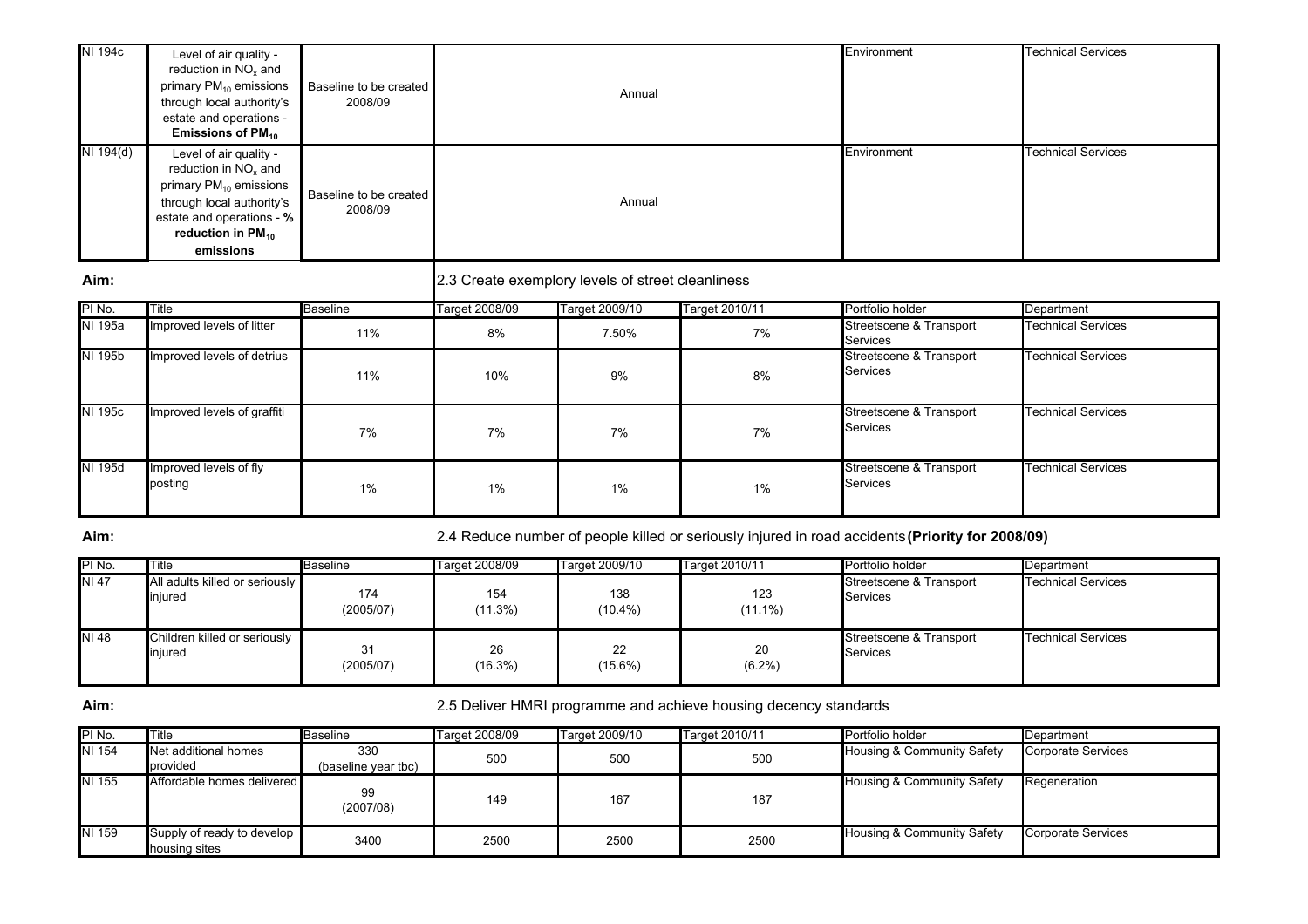| | | | | | | | |
|---|---|---|---|---|---|---|---|
| NI 194c | Level of air quality - reduction in $NO_x$ and primary $PM_{10}$ emissions through local authority's estate and operations - **Emissions of $PM_{10}$** | Baseline to be created 2008/09 | Annual | | | Environment | Technical Services |
| NI 194(d) | Level of air quality - reduction in $NO_x$ and primary $PM_{10}$ emissions through local authority's estate and operations - **% reduction in $PM_{10}$ emissions** | Baseline to be created 2008/09 | Annual | | | Environment | Technical Services |

**Aim:** 2.3 Create exemplory levels of street cleanliness

| PI No. | Title | Baseline | Target 2008/09 | Target 2009/10 | Target 2010/11 | Portfolio holder | Department |
|---|---|---|---|---|---|---|---|
| NI 195a | Improved levels of litter | 11% | 8% | 7.50% | 7% | Streetscene & Transport Services | Technical Services |
| NI 195b | Improved levels of detrius | 11% | 10% | 9% | 8% | Streetscene & Transport Services | Technical Services |
| NI 195c | Improved levels of graffiti | 7% | 7% | 7% | 7% | Streetscene & Transport Services | Technical Services |
| NI 195d | Improved levels of fly posting | 1% | 1% | 1% | 1% | Streetscene & Transport Services | Technical Services |

**Aim:** 2.4 Reduce number of people killed or seriously injured in road accidents **(Priority for 2008/09)**

| PI No. | Title | Baseline | Target 2008/09 | Target 2009/10 | Target 2010/11 | Portfolio holder | Department |
|---|---|---|---|---|---|---|---|
| NI 47 | All adults killed or seriously injured | 174 (2005/07) | 154 (11.3%) | 138 (10.4%) | 123 (11.1%) | Streetscene & Transport Services | Technical Services |
| NI 48 | Children killed or seriously injured | 31 (2005/07) | 26 (16.3%) | 22 (15.6%) | 20 (6.2%) | Streetscene & Transport Services | Technical Services |

**Aim:** 2.5 Deliver HMRI programme and achieve housing decency standards

| PI No. | Title | Baseline | Target 2008/09 | Target 2009/10 | Target 2010/11 | Portfolio holder | Department |
|---|---|---|---|---|---|---|---|
| NI 154 | Net additional homes provided | 330 (baseline year tbc) | 500 | 500 | 500 | Housing & Community Safety | Corporate Services |
| NI 155 | Affordable homes delivered | 99 (2007/08) | 149 | 167 | 187 | Housing & Community Safety | Regeneration |
| NI 159 | Supply of ready to develop housing sites | 3400 | 2500 | 2500 | 2500 | Housing & Community Safety | Corporate Services |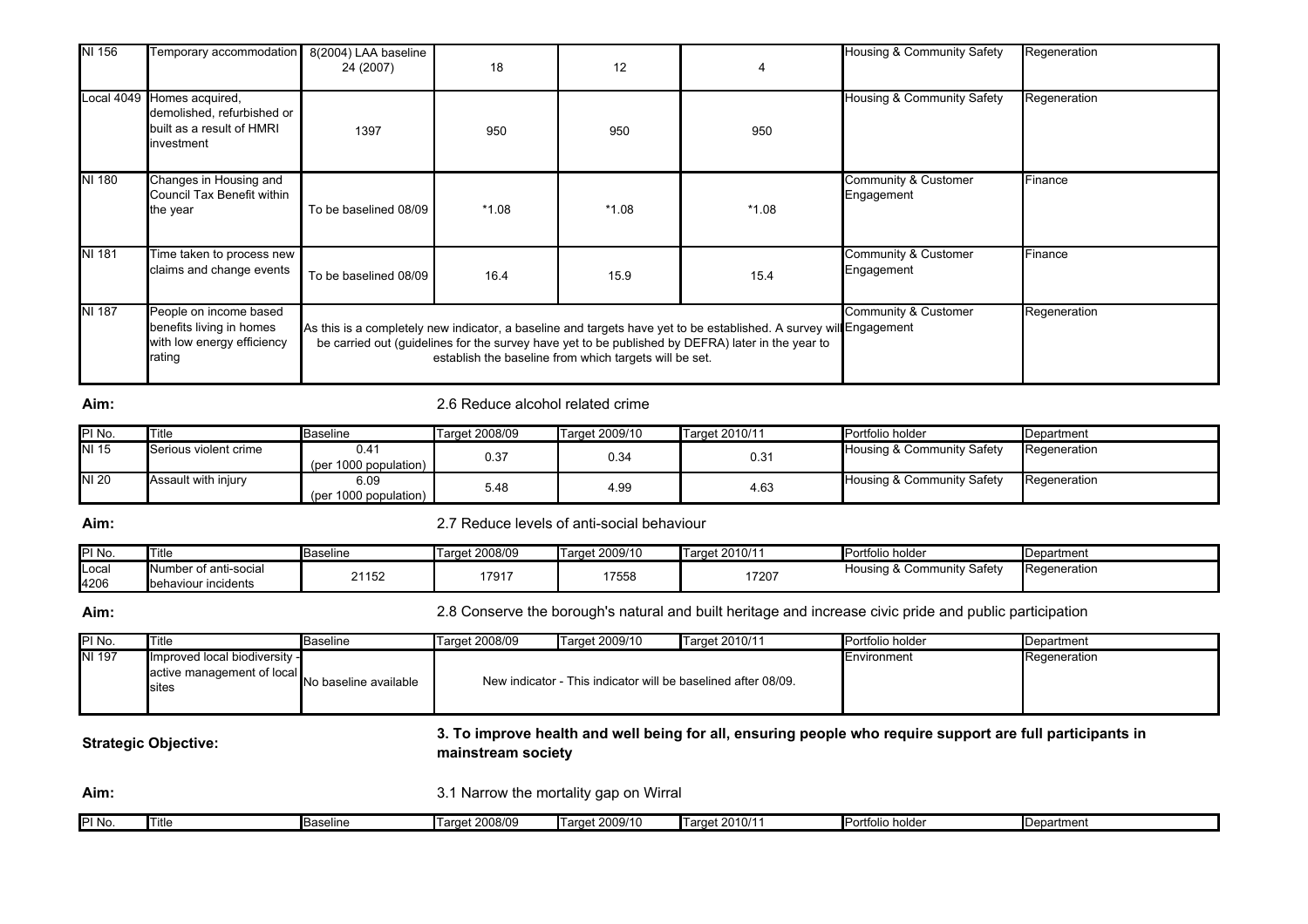| | | | | | | | |
|---|---|---|---|---|---|---|---|
| NI 156 | Temporary accommodation | 8(2004) LAA baseline 24 (2007) | 18 | 12 | 4 | Housing & Community Safety | Regeneration |
| Local 4049 | Homes acquired, demolished, refurbished or built as a result of HMRI investment | 1397 | 950 | 950 | 950 | Housing & Community Safety | Regeneration |
| NI 180 | Changes in Housing and Council Tax Benefit within the year | To be baselined 08/09 | *1.08 | *1.08 | *1.08 | Community & Customer Engagement | Finance |
| NI 181 | Time taken to process new claims and change events | To be baselined 08/09 | 16.4 | 15.9 | 15.4 | Community & Customer Engagement | Finance |
| NI 187 | People on income based benefits living in homes with low energy efficiency rating | As this is a completely new indicator, a baseline and targets have yet to be established. A survey will be carried out (guidelines for the survey have yet to be published by DEFRA) later in the year to establish the baseline from which targets will be set. | | | | Community & Customer Engagement | Regeneration |

**Aim:** 2.6 Reduce alcohol related crime

| PI No. | Title | Baseline | Target 2008/09 | Target 2009/10 | Target 2010/11 | Portfolio holder | Department |
|---|---|---|---|---|---|---|---|
| NI 15 | Serious violent crime | 0.41 (per 1000 population) | 0.37 | 0.34 | 0.31 | Housing & Community Safety | Regeneration |
| NI 20 | Assault with injury | 6.09 (per 1000 population) | 5.48 | 4.99 | 4.63 | Housing & Community Safety | Regeneration |

**Aim:** 2.7 Reduce levels of anti-social behaviour

| PI No. | Title | Baseline | Target 2008/09 | Target 2009/10 | Target 2010/11 | Portfolio holder | Department |
|---|---|---|---|---|---|---|---|
| Local 4206 | Number of anti-social behaviour incidents | 21152 | 17917 | 17558 | 17207 | Housing & Community Safety | Regeneration |

**Aim:** 2.8 Conserve the borough's natural and built heritage and increase civic pride and public participation

| PI No. | Title | Baseline | Target 2008/09 | Target 2009/10 | Target 2010/11 | Portfolio holder | Department |
|---|---|---|---|---|---|---|---|
| NI 197 | Improved local biodiversity - active management of local sites | No baseline available | New indicator - This indicator will be baselined after 08/09. | | | Environment | Regeneration |

**Strategic Objective:** **3. To improve health and well being for all, ensuring people who require support are full participants in mainstream society**

**Aim:** 3.1 Narrow the mortality gap on Wirral

| PI No. | Title | Baseline | Target 2008/09 | Target 2009/10 | Target 2010/11 | Portfolio holder | Department |
|---|---|---|---|---|---|---|---|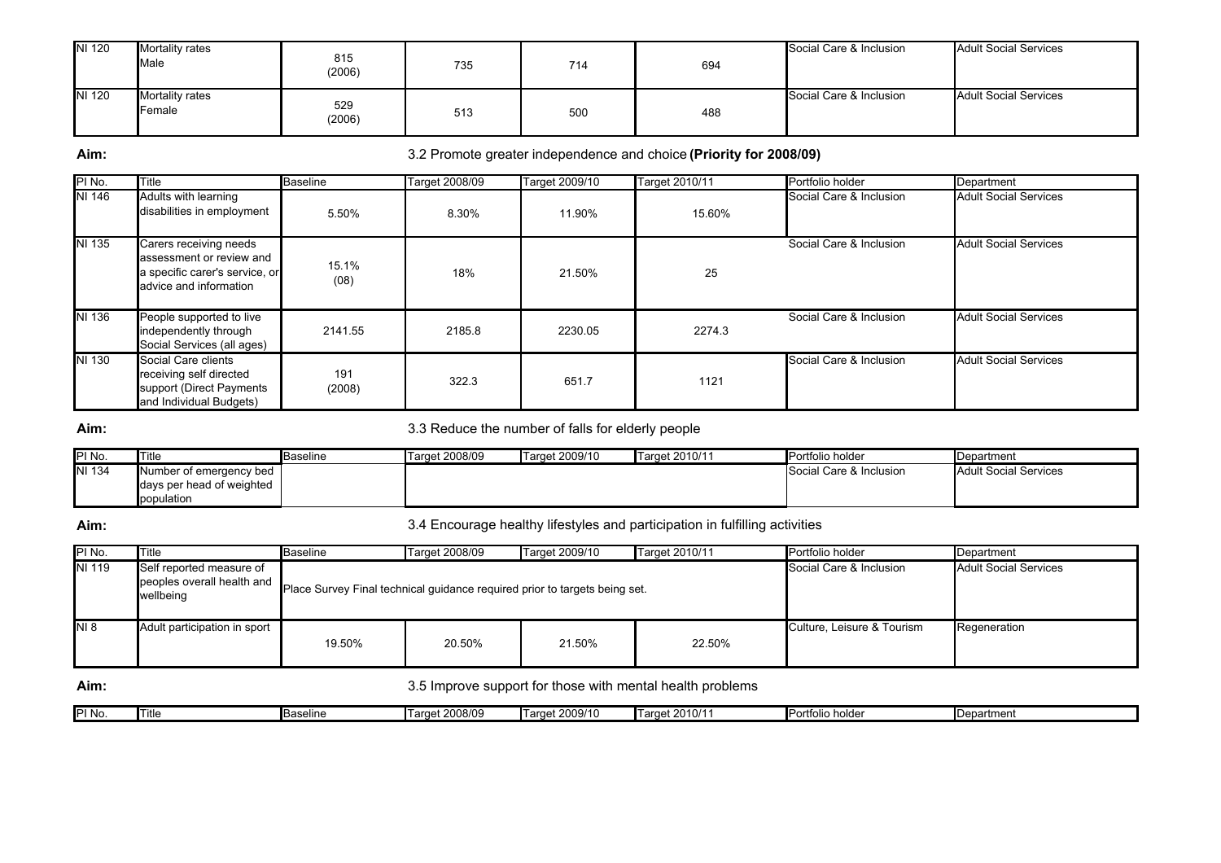| PI No. | Title | Baseline | Target 2008/09 | Target 2009/10 | Target 2010/11 | Portfolio holder | Department |
|---|---|---|---|---|---|---|---|
| NI 120 | Mortality rates Male | 815 (2006) | 735 | 714 | 694 | Social Care & Inclusion | Adult Social Services |
| NI 120 | Mortality rates Female | 529 (2006) | 513 | 500 | 488 | Social Care & Inclusion | Adult Social Services |

**Aim:** 3.2 Promote greater independence and choice **(Priority for 2008/09)**

| PI No. | Title | Baseline | Target 2008/09 | Target 2009/10 | Target 2010/11 | Portfolio holder | Department |
|---|---|---|---|---|---|---|---|
| NI 146 | Adults with learning disabilities in employment | 5.50% | 8.30% | 11.90% | 15.60% | Social Care & Inclusion | Adult Social Services |
| NI 135 | Carers receiving needs assessment or review and a specific carer's service, or advice and information | 15.1% (08) | 18% | 21.50% | 25 | Social Care & Inclusion | Adult Social Services |
| NI 136 | People supported to live independently through Social Services (all ages) | 2141.55 | 2185.8 | 2230.05 | 2274.3 | Social Care & Inclusion | Adult Social Services |
| NI 130 | Social Care clients receiving self directed support (Direct Payments and Individual Budgets) | 191 (2008) | 322.3 | 651.7 | 1121 | Social Care & Inclusion | Adult Social Services |

**Aim:** 3.3 Reduce the number of falls for elderly people

| PI No. | Title | Baseline | Target 2008/09 | Target 2009/10 | Target 2010/11 | Portfolio holder | Department |
|---|---|---|---|---|---|---|---|
| NI 134 | Number of emergency bed days per head of weighted population | | | | | Social Care & Inclusion | Adult Social Services |

**Aim:** 3.4 Encourage healthy lifestyles and participation in fulfilling activities

| PI No. | Title | Baseline | Target 2008/09 | Target 2009/10 | Target 2010/11 | Portfolio holder | Department |
|---|---|---|---|---|---|---|---|
| NI 119 | Self reported measure of peoples overall health and wellbeing | Place Survey Final technical guidance required prior to targets being set. | | | | Social Care & Inclusion | Adult Social Services |
| NI 8 | Adult participation in sport | 19.50% | 20.50% | 21.50% | 22.50% | Culture, Leisure & Tourism | Regeneration |

**Aim:** 3.5 Improve support for those with mental health problems

| PI No. | Title | Baseline | Target 2008/09 | Target 2009/10 | Target 2010/11 | Portfolio holder | Department |
|---|---|---|---|---|---|---|---|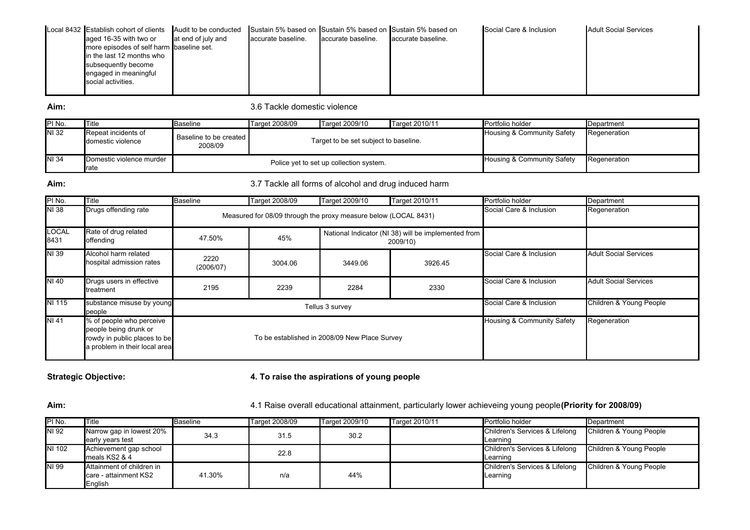| | | | | | | | |
|---|---|---|---|---|---|---|---|
| Local 8432 | Establish cohort of clients aged 16-35 with two or more episodes of self harm in the last 12 months who subsequently become engaged in meaningful social activities. | Audit to be conducted at end of july and baseline set. | Sustain 5% based on accurate baseline. | Sustain 5% based on accurate baseline. | Sustain 5% based on accurate baseline. | Social Care & Inclusion | Adult Social Services |

**Aim:** 3.6 Tackle domestic violence

| PI No. | Title | Baseline | Target 2008/09 | Target 2009/10 | Target 2010/11 | Portfolio holder | Department |
|---|---|---|---|---|---|---|---|
| NI 32 | Repeat incidents of domestic violence | Baseline to be created 2008/09 | Target to be set subject to baseline. | | | Housing & Community Safety | Regeneration |
| NI 34 | Domestic violence murder rate | Police yet to set up collection system. | | | | Housing & Community Safety | Regeneration |

**Aim:** 3.7 Tackle all forms of alcohol and drug induced harm

| PI No. | Title | Baseline | Target 2008/09 | Target 2009/10 | Target 2010/11 | Portfolio holder | Department |
|---|---|---|---|---|---|---|---|
| NI 38 | Drugs offending rate | Measured for 08/09 through the proxy measure below (LOCAL 8431) | | | | Social Care & Inclusion | Regeneration |
| LOCAL 8431 | Rate of drug related offending | 47.50% | 45% | National Indicator (NI 38) will be implemented from 2009/10) | | | |
| NI 39 | Alcohol harm related hospital admission rates | 2220 (2006/07) | 3004.06 | 3449.06 | 3926.45 | Social Care & Inclusion | Adult Social Services |
| NI 40 | Drugs users in effective treatment | 2195 | 2239 | 2284 | 2330 | Social Care & Inclusion | Adult Social Services |
| NI 115 | substance misuse by young people | Tellus 3 survey | | | | Social Care & Inclusion | Children & Young People |
| NI 41 | % of people who perceive people being drunk or rowdy in public places to be a problem in their local area | To be established in 2008/09 New Place Survey | | | | Housing & Community Safety | Regeneration |

**Strategic Objective:** **4. To raise the aspirations of young people**

**Aim:** 4.1 Raise overall educational attainment, particularly lower achieveing young people **(Priority for 2008/09)**

| PI No. | Title | Baseline | Target 2008/09 | Target 2009/10 | Target 2010/11 | Portfolio holder | Department |
|---|---|---|---|---|---|---|---|
| NI 92 | Narrow gap in lowest 20% early years test | 34.3 | 31.5 | 30.2 | | Children's Services & Lifelong Learning | Children & Young People |
| NI 102 | Achievement gap school meals KS2 & 4 | | 22.8 | | | Children's Services & Lifelong Learning | Children & Young People |
| NI 99 | Attainment of children in care - attainment KS2 English | 41.30% | n/a | 44% | | Children's Services & Lifelong Learning | Children & Young People |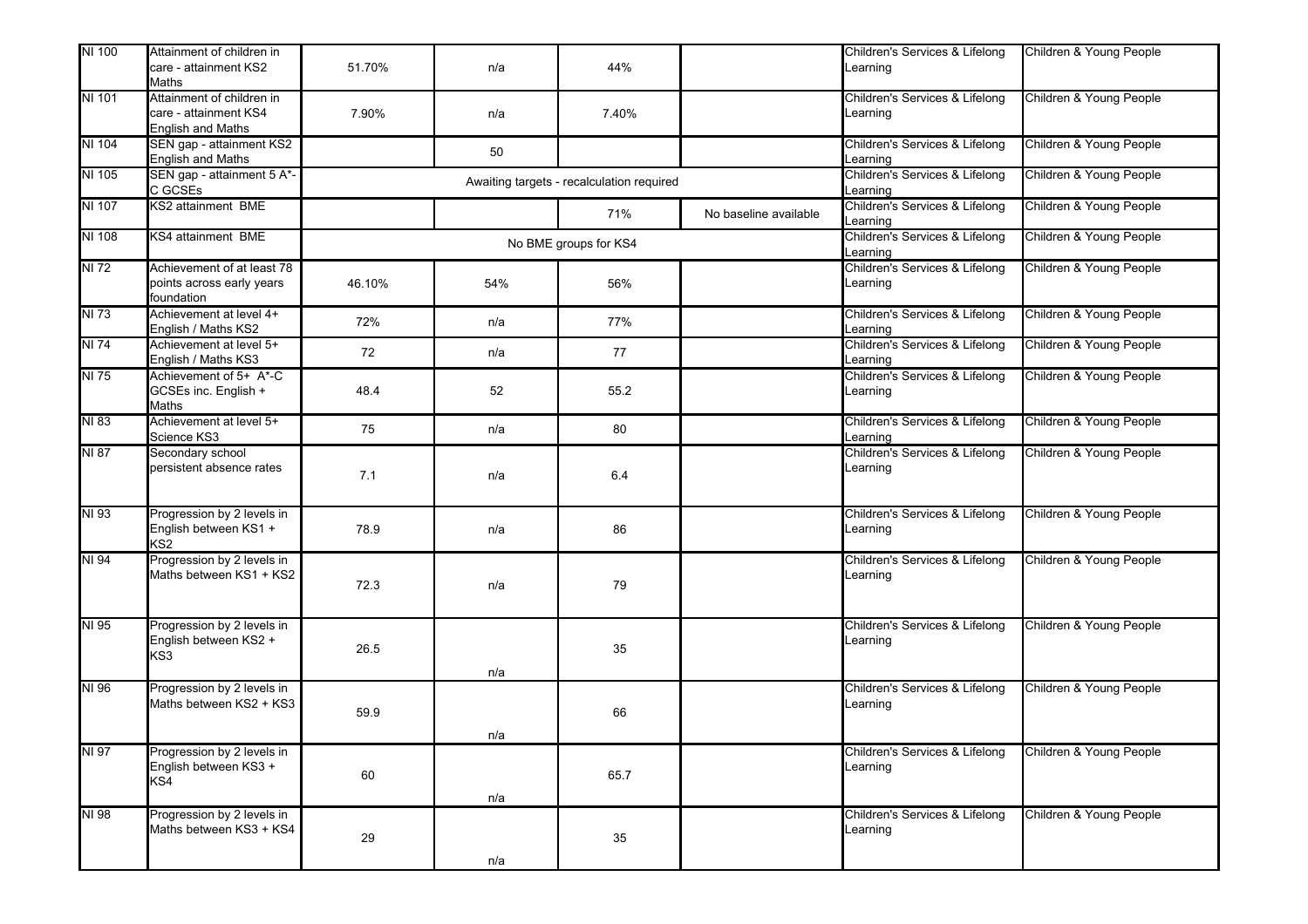| | | | | | | | |
|---|---|---|---|---|---|---|---|
| NI 100 | Attainment of children in care - attainment KS2 Maths | 51.70% | n/a | 44% | | Children's Services & Lifelong Learning | Children & Young People |
| NI 101 | Attainment of children in care - attainment KS4 English and Maths | 7.90% | n/a | 7.40% | | Children's Services & Lifelong Learning | Children & Young People |
| NI 104 | SEN gap - attainment KS2 English and Maths | | 50 | | | Children's Services & Lifelong Learning | Children & Young People |
| NI 105 | SEN gap - attainment 5 A*-C GCSEs | Awaiting targets - recalculation required | | | | Children's Services & Lifelong Learning | Children & Young People |
| NI 107 | KS2 attainment BME | | | 71% | No baseline available | Children's Services & Lifelong Learning | Children & Young People |
| NI 108 | KS4 attainment BME | No BME groups for KS4 | | | | Children's Services & Lifelong Learning | Children & Young People |
| NI 72 | Achievement of at least 78 points across early years foundation | 46.10% | 54% | 56% | | Children's Services & Lifelong Learning | Children & Young People |
| NI 73 | Achievement at level 4+ English / Maths KS2 | 72% | n/a | 77% | | Children's Services & Lifelong Learning | Children & Young People |
| NI 74 | Achievement at level 5+ English / Maths KS3 | 72 | n/a | 77 | | Children's Services & Lifelong Learning | Children & Young People |
| NI 75 | Achievement of 5+ A*-C GCSEs inc. English + Maths | 48.4 | 52 | 55.2 | | Children's Services & Lifelong Learning | Children & Young People |
| NI 83 | Achievement at level 5+ Science KS3 | 75 | n/a | 80 | | Children's Services & Lifelong Learning | Children & Young People |
| NI 87 | Secondary school persistent absence rates | 7.1 | n/a | 6.4 | | Children's Services & Lifelong Learning | Children & Young People |
| NI 93 | Progression by 2 levels in English between KS1 + KS2 | 78.9 | n/a | 86 | | Children's Services & Lifelong Learning | Children & Young People |
| NI 94 | Progression by 2 levels in Maths between KS1 + KS2 | 72.3 | n/a | 79 | | Children's Services & Lifelong Learning | Children & Young People |
| NI 95 | Progression by 2 levels in English between KS2 + KS3 | 26.5 | n/a | 35 | | Children's Services & Lifelong Learning | Children & Young People |
| NI 96 | Progression by 2 levels in Maths between KS2 + KS3 | 59.9 | n/a | 66 | | Children's Services & Lifelong Learning | Children & Young People |
| NI 97 | Progression by 2 levels in English between KS3 + KS4 | 60 | n/a | 65.7 | | Children's Services & Lifelong Learning | Children & Young People |
| NI 98 | Progression by 2 levels in Maths between KS3 + KS4 | 29 | n/a | 35 | | Children's Services & Lifelong Learning | Children & Young People |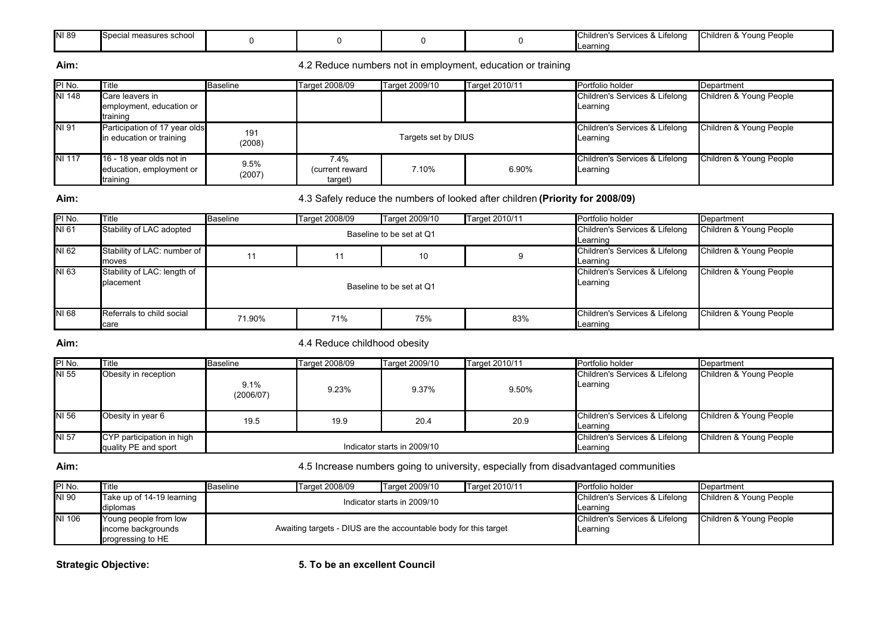| | | | | | | | |
|---|---|---|---|---|---|---|---|
| NI 89 | Special measures school | 0 | 0 | 0 | 0 | Children's Services & Lifelong Learning | Children & Young People |

**Aim:** 4.2 Reduce numbers not in employment, education or training

| PI No. | Title | Baseline | Target 2008/09 | Target 2009/10 | Target 2010/11 | Portfolio holder | Department |
|---|---|---|---|---|---|---|---|
| NI 148 | Care leavers in employment, education or training | | | | | Children's Services & Lifelong Learning | Children & Young People |
| NI 91 | Participation of 17 year olds in education or training | 191 (2008) | Targets set by DIUS | | | Children's Services & Lifelong Learning | Children & Young People |
| NI 117 | 16 - 18 year olds not in education, employment or training | 9.5% (2007) | 7.4% (current reward target) | 7.10% | 6.90% | Children's Services & Lifelong Learning | Children & Young People |

**Aim:** 4.3 Safely reduce the numbers of looked after children **(Priority for 2008/09)**

| PI No. | Title | Baseline | Target 2008/09 | Target 2009/10 | Target 2010/11 | Portfolio holder | Department |
|---|---|---|---|---|---|---|---|
| NI 61 | Stability of LAC adopted | Baseline to be set at Q1 | | | | Children's Services & Lifelong Learning | Children & Young People |
| NI 62 | Stability of LAC: number of moves | 11 | 11 | 10 | 9 | Children's Services & Lifelong Learning | Children & Young People |
| NI 63 | Stability of LAC: length of placement | Baseline to be set at Q1 | | | | Children's Services & Lifelong Learning | Children & Young People |
| NI 68 | Referrals to child social care | 71.90% | 71% | 75% | 83% | Children's Services & Lifelong Learning | Children & Young People |

**Aim:** 4.4 Reduce childhood obesity

| PI No. | Title | Baseline | Target 2008/09 | Target 2009/10 | Target 2010/11 | Portfolio holder | Department |
|---|---|---|---|---|---|---|---|
| NI 55 | Obesity in reception | 9.1% (2006/07) | 9.23% | 9.37% | 9.50% | Children's Services & Lifelong Learning | Children & Young People |
| NI 56 | Obesity in year 6 | 19.5 | 19.9 | 20.4 | 20.9 | Children's Services & Lifelong Learning | Children & Young People |
| NI 57 | CYP participation in high quality PE and sport | Indicator starts in 2009/10 | | | | Children's Services & Lifelong Learning | Children & Young People |

**Aim:** 4.5 Increase numbers going to university, especially from disadvantaged communities

| PI No. | Title | Baseline | Target 2008/09 | Target 2009/10 | Target 2010/11 | Portfolio holder | Department |
|---|---|---|---|---|---|---|---|
| NI 90 | Take up of 14-19 learning diplomas | Indicator starts in 2009/10 | | | | Children's Services & Lifelong Learning | Children & Young People |
| NI 106 | Young people from low income backgrounds progressing to HE | Awaiting targets - DIUS are the accountable body for this target | | | | Children's Services & Lifelong Learning | Children & Young People |

**Strategic Objective:** **5. To be an excellent Council**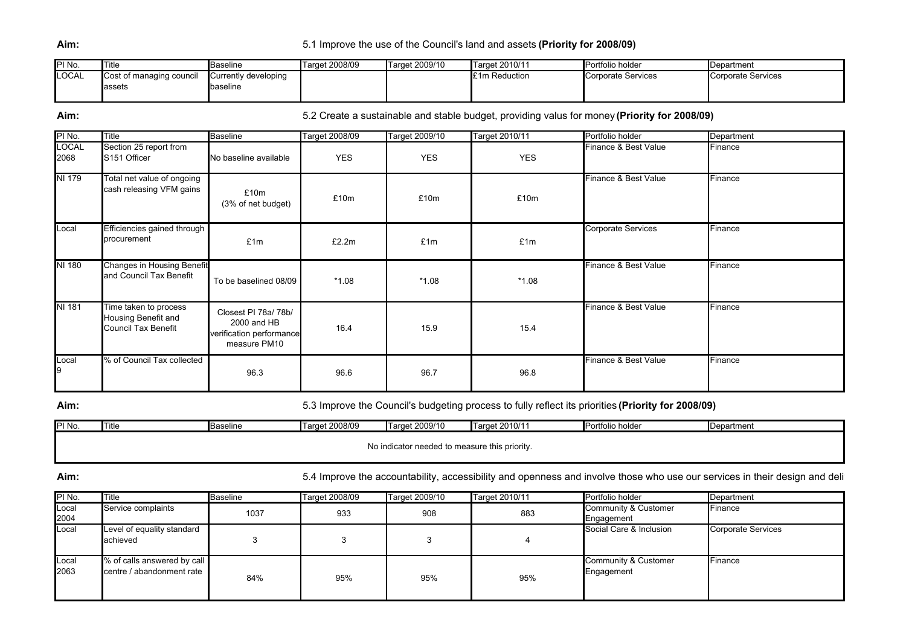**Aim:** 5.1 Improve the use of the Council's land and assets **(Priority for 2008/09)**

| PI No. | Title | Baseline | Target 2008/09 | Target 2009/10 | Target 2010/11 | Portfolio holder | Department |
|---|---|---|---|---|---|---|---|
| LOCAL | Cost of managing council assets | Currently developing baseline | | | £1m Reduction | Corporate Services | Corporate Services |

**Aim:** 5.2 Create a sustainable and stable budget, providing value for money **(Priority for 2008/09)**

| PI No. | Title | Baseline | Target 2008/09 | Target 2009/10 | Target 2010/11 | Portfolio holder | Department |
|---|---|---|---|---|---|---|---|
| LOCAL 2068 | Section 25 report from S151 Officer | No baseline available | YES | YES | YES | Finance & Best Value | Finance |
| NI 179 | Total net value of ongoing cash releasing VFM gains | £10m (3% of net budget) | £10m | £10m | £10m | Finance & Best Value | Finance |
| Local | Efficiencies gained through procurement | £1m | £2.2m | £1m | £1m | Corporate Services | Finance |
| NI 180 | Changes in Housing Benefit and Council Tax Benefit | To be baselined 08/09 | *1.08 | *1.08 | *1.08 | Finance & Best Value | Finance |
| NI 181 | Time taken to process Housing Benefit and Council Tax Benefit | Closest PI 78a/ 78b/ 2000 and HB verification performance measure PM10 | 16.4 | 15.9 | 15.4 | Finance & Best Value | Finance |
| Local 9 | % of Council Tax collected | 96.3 | 96.6 | 96.7 | 96.8 | Finance & Best Value | Finance |

**Aim:** 5.3 Improve the Council's budgeting process to fully reflect its priorities **(Priority for 2008/09)**

| PI No. | Title | Baseline | Target 2008/09 | Target 2009/10 | Target 2010/11 | Portfolio holder | Department |
|---|---|---|---|---|---|---|---|
| No indicator needed to measure this priority. | | | | | | | |

**Aim:** 5.4 Improve the accountability, accessibility and openness and involve those who use our services in their design and deli

| PI No. | Title | Baseline | Target 2008/09 | Target 2009/10 | Target 2010/11 | Portfolio holder | Department |
|---|---|---|---|---|---|---|---|
| Local 2004 | Service complaints | 1037 | 933 | 908 | 883 | Community & Customer Engagement | Finance |
| Local | Level of equality standard achieved | 3 | 3 | 3 | 4 | Social Care & Inclusion | Corporate Services |
| Local 2063 | % of calls answered by call centre / abandonment rate | 84% | 95% | 95% | 95% | Community & Customer Engagement | Finance |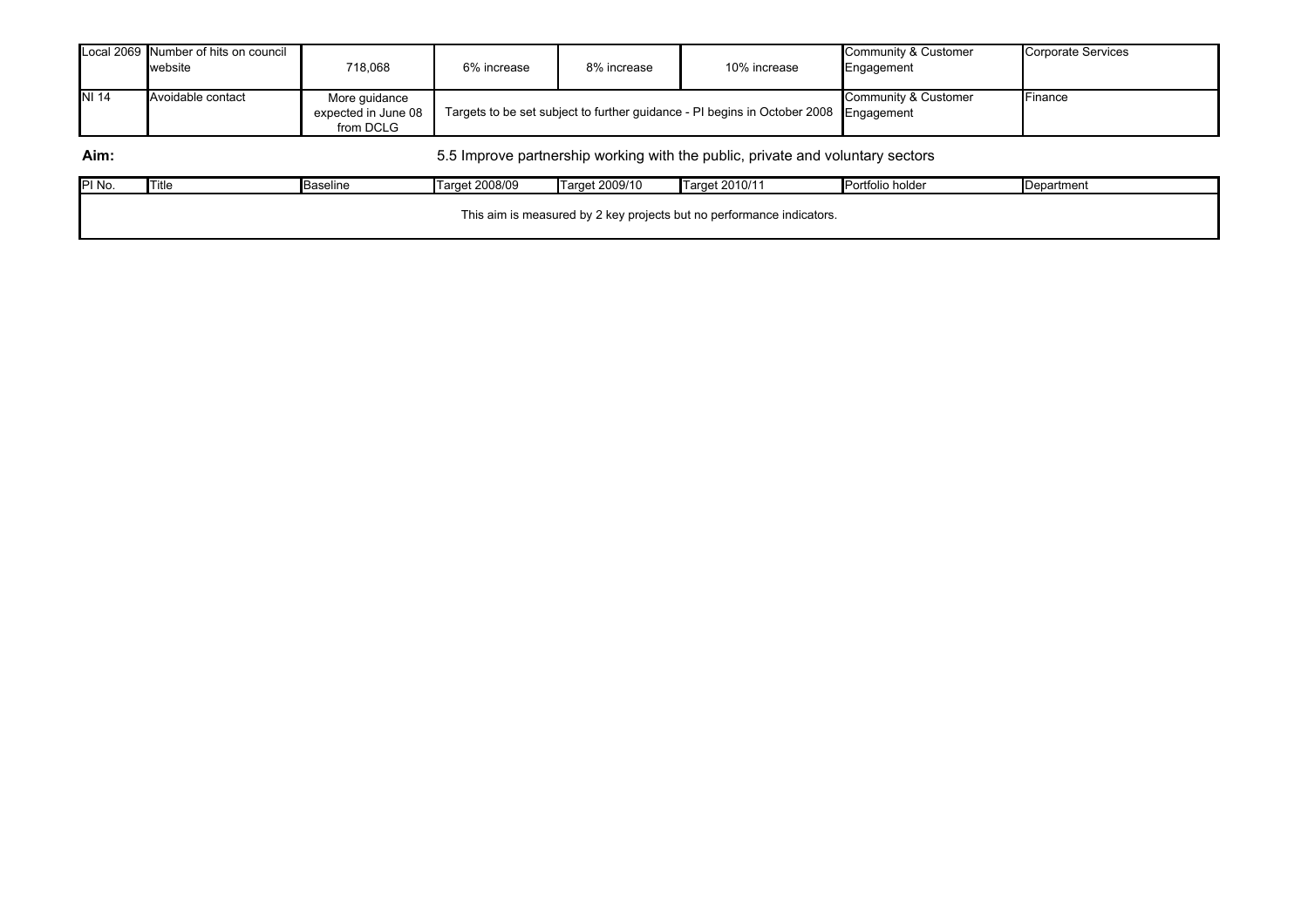| | | | | | | | |
|---|---|---|---|---|---|---|---|
| Local 2069 | Number of hits on council website | 718,068 | 6% increase | 8% increase | 10% increase | Community & Customer Engagement | Corporate Services |
| NI 14 | Avoidable contact | More guidance expected in June 08 from DCLG | Targets to be set subject to further guidance - PI begins in October 2008 | | | Community & Customer Engagement | Finance |

**Aim:** 5.5 Improve partnership working with the public, private and voluntary sectors

| PI No. | Title | Baseline | Target 2008/09 | Target 2009/10 | Target 2010/11 | Portfolio holder | Department |
|---|---|---|---|---|---|---|---|
| This aim is measured by 2 key projects but no performance indicators. | | | | | | | |